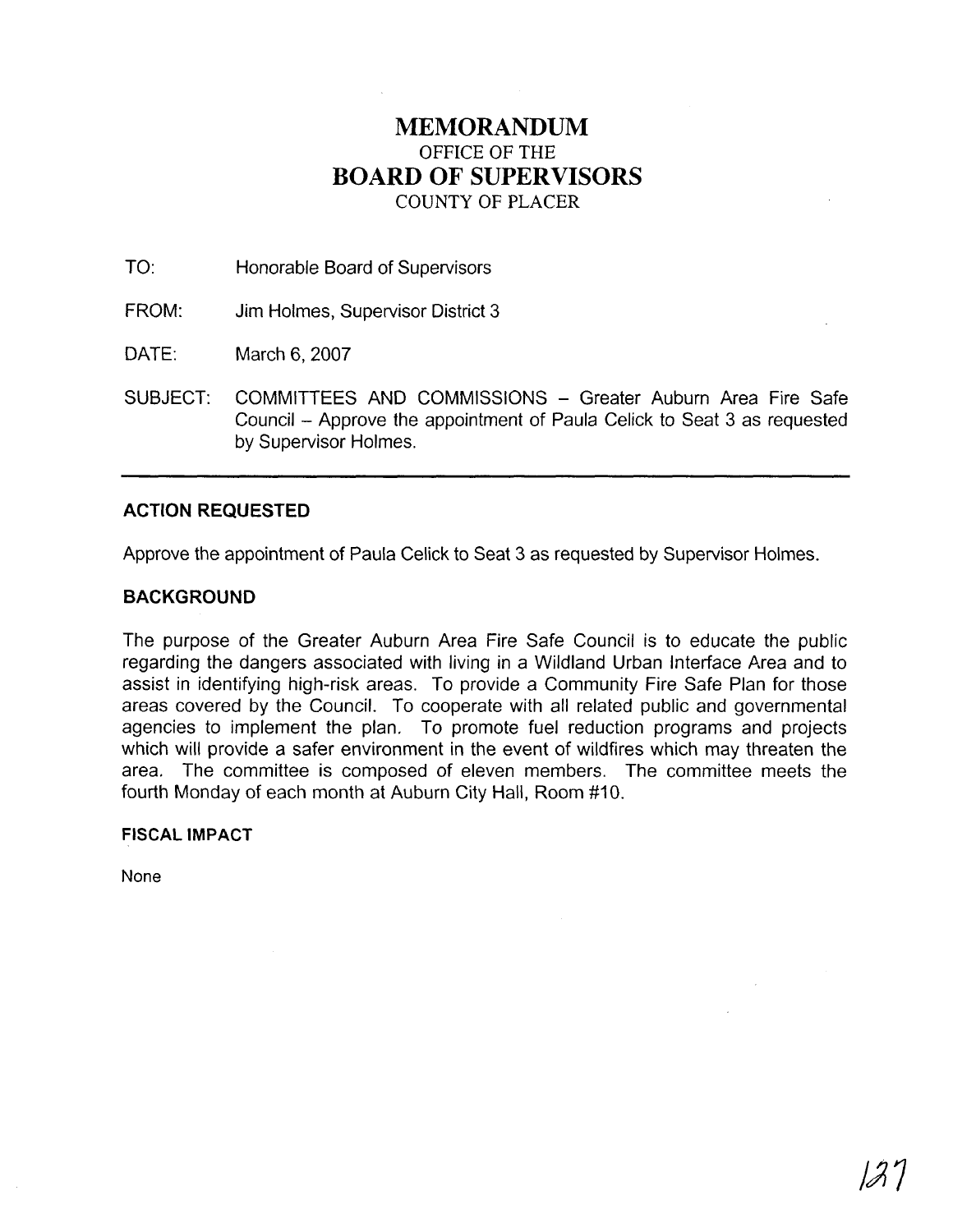# MEMORANDUM

OFFICE OF THE

# BOARD OF SUPERVISORS

COUNTY OF PLACER

TO: Honorable Board of Supervisors

FROM: Jim Holmes, Supervisor District 3

DATE: March 6, 2007

SUBJECT: COMMITTEES AND COMMISSIONS – Greater Auburn Area Fire Safe Council – Approve the appointment of Paula Celick to Seat 3 as requested by Supervisor Holmes.

---

## ACTION REQUESTED

Approve the appointment of Paula Celick to Seat 3 as requested by Supervisor Holmes.

## BACKGROUND

The purpose of the Greater Auburn Area Fire Safe Council is to educate the public regarding the dangers associated with living in a Wildland Urban Interface Area and to assist in identifying high-risk areas. To provide a Community Fire Safe Plan for those areas covered by the Council. To cooperate with all related public and governmental agencies to implement the plan. To promote fuel reduction programs and projects which will provide a safer environment in the event of wildfires which may threaten the area. The committee is composed of eleven members. The committee meets the fourth Monday of each month at Auburn City Hall, Room #10.

### FISCAL IMPACT

None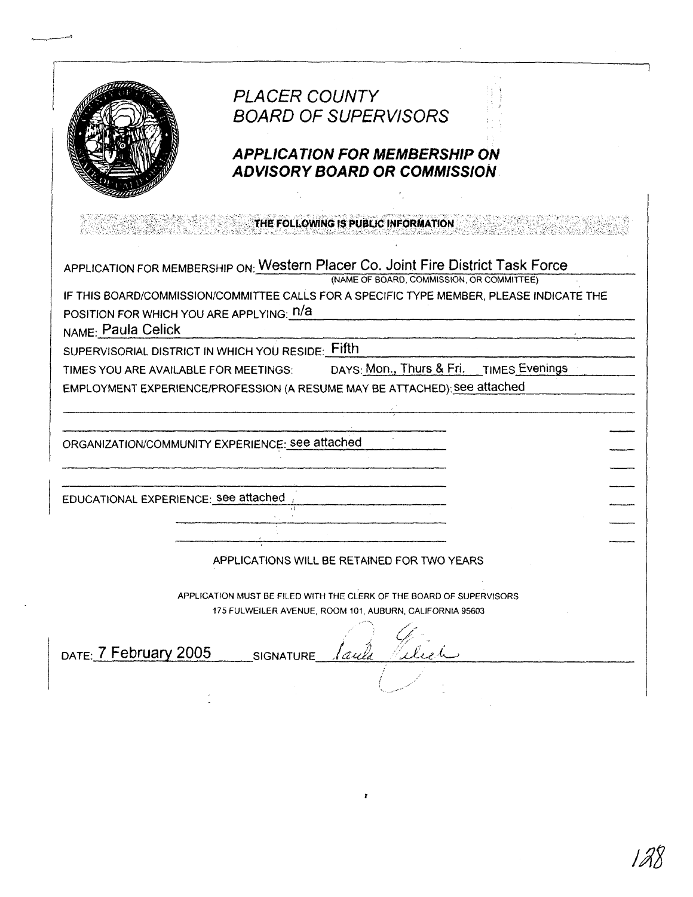# PLACER COUNTY
# BOARD OF SUPERVISORS

## APPLICATION FOR MEMBERSHIP ON ADVISORY BOARD OR COMMISSION

**THE FOLLOWING IS PUBLIC INFORMATION**

APPLICATION FOR MEMBERSHIP ON: Western Placer Co. Joint Fire District Task Force
(NAME OF BOARD, COMMISSION, OR COMMITTEE)

IF THIS BOARD/COMMISSION/COMMITTEE CALLS FOR A SPECIFIC TYPE MEMBER, PLEASE INDICATE THE POSITION FOR WHICH YOU ARE APPLYING: n/a

NAME: Paula Celick

SUPERVISORIAL DISTRICT IN WHICH YOU RESIDE: Fifth

TIMES YOU ARE AVAILABLE FOR MEETINGS: DAYS: Mon., Thurs & Fri. TIMES Evenings

EMPLOYMENT EXPERIENCE/PROFESSION (A RESUME MAY BE ATTACHED): see attached

ORGANIZATION/COMMUNITY EXPERIENCE: see attached

EDUCATIONAL EXPERIENCE: see attached

APPLICATIONS WILL BE RETAINED FOR TWO YEARS

APPLICATION MUST BE FILED WITH THE CLERK OF THE BOARD OF SUPERVISORS
175 FULWEILER AVENUE, ROOM 101, AUBURN, CALIFORNIA 95603

DATE: 7 February 2005 SIGNATURE Paula Celick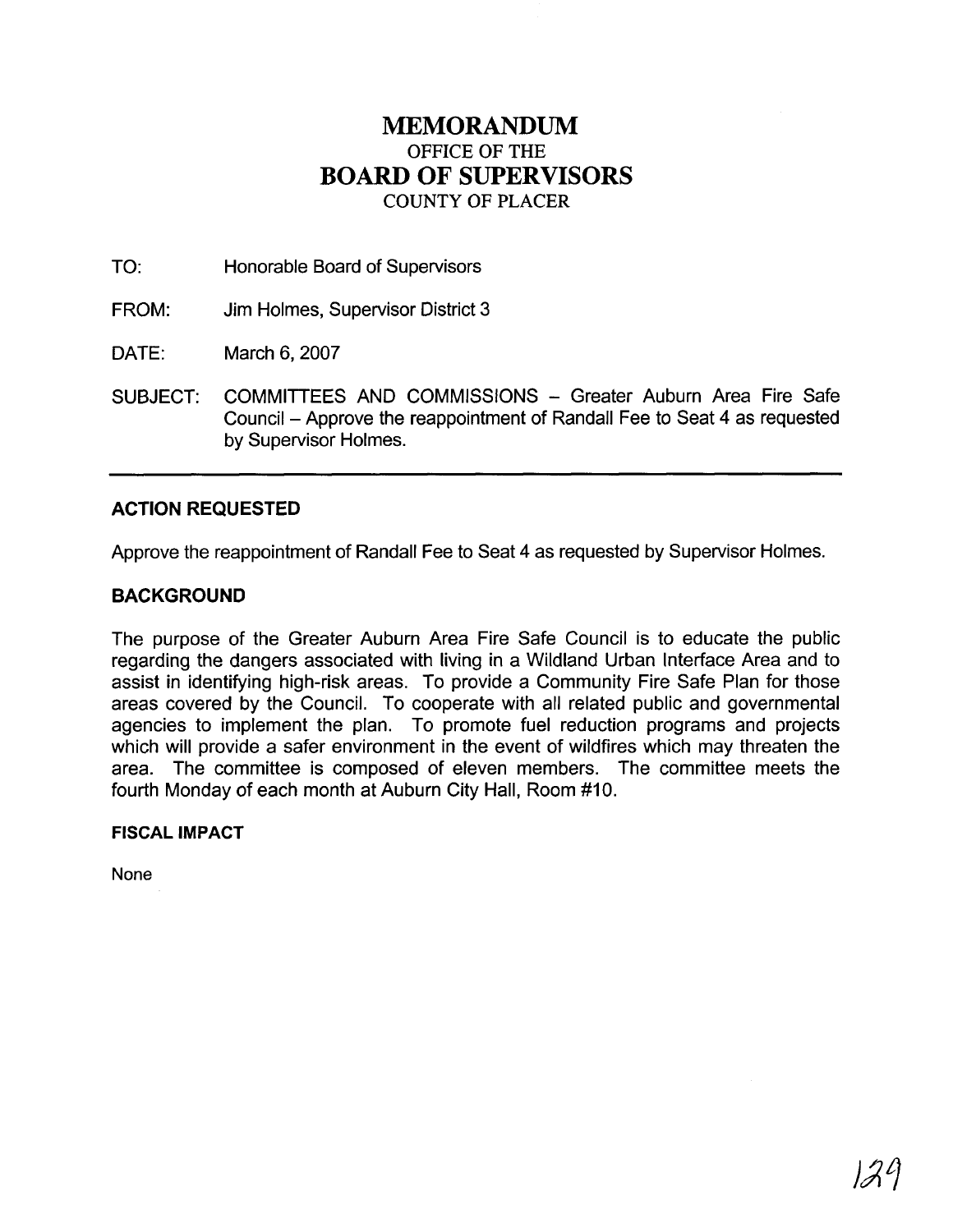# MEMORANDUM
## OFFICE OF THE
# BOARD OF SUPERVISORS
## COUNTY OF PLACER

TO: Honorable Board of Supervisors

FROM: Jim Holmes, Supervisor District 3

DATE: March 6, 2007

SUBJECT: COMMITTEES AND COMMISSIONS – Greater Auburn Area Fire Safe Council – Approve the reappointment of Randall Fee to Seat 4 as requested by Supervisor Holmes.

---

### ACTION REQUESTED

Approve the reappointment of Randall Fee to Seat 4 as requested by Supervisor Holmes.

### BACKGROUND

The purpose of the Greater Auburn Area Fire Safe Council is to educate the public regarding the dangers associated with living in a Wildland Urban Interface Area and to assist in identifying high-risk areas. To provide a Community Fire Safe Plan for those areas covered by the Council. To cooperate with all related public and governmental agencies to implement the plan. To promote fuel reduction programs and projects which will provide a safer environment in the event of wildfires which may threaten the area. The committee is composed of eleven members. The committee meets the fourth Monday of each month at Auburn City Hall, Room #10.

### FISCAL IMPACT

None